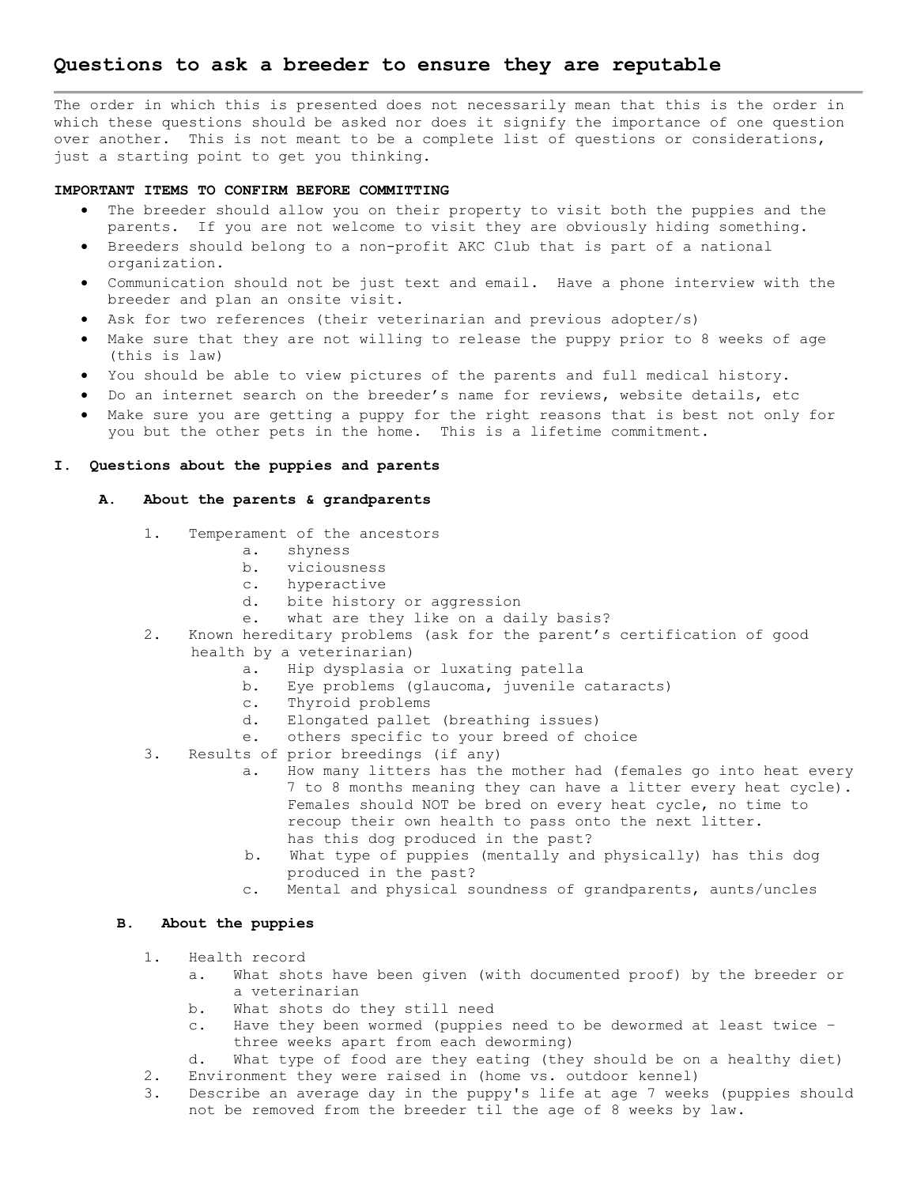# Questions to ask a breeder to ensure they are reputable

The order in which this is presented does not necessarily mean that this is the order in which these questions should be asked nor does it signify the importance of one question over another. This is not meant to be a complete list of questions or considerations, just a starting point to get you thinking.

**IMPORTANT ITEMS TO CONFIRM BEFORE COMMITTING**

- The breeder should allow you on their property to visit both the puppies and the parents. If you are not welcome to visit they are obviously hiding something.
- Breeders should belong to a non-profit AKC Club that is part of a national organization.
- Communication should not be just text and email. Have a phone interview with the breeder and plan an onsite visit.
- Ask for two references (their veterinarian and previous adopter/s)
- Make sure that they are not willing to release the puppy prior to 8 weeks of age (this is law)
- You should be able to view pictures of the parents and full medical history.
- Do an internet search on the breeder's name for reviews, website details, etc
- Make sure you are getting a puppy for the right reasons that is best not only for you but the other pets in the home. This is a lifetime commitment.

## I. Questions about the puppies and parents

### A. About the parents & grandparents

1. Temperament of the ancestors
   a. shyness
   b. viciousness
   c. hyperactive
   d. bite history or aggression
   e. what are they like on a daily basis?
2. Known hereditary problems (ask for the parent's certification of good health by a veterinarian)
   a. Hip dysplasia or luxating patella
   b. Eye problems (glaucoma, juvenile cataracts)
   c. Thyroid problems
   d. Elongated pallet (breathing issues)
   e. others specific to your breed of choice
3. Results of prior breedings (if any)
   a. How many litters has the mother had (females go into heat every 7 to 8 months meaning they can have a litter every heat cycle). Females should NOT be bred on every heat cycle, no time to recoup their own health to pass onto the next litter. has this dog produced in the past?
   b. What type of puppies (mentally and physically) has this dog produced in the past?
   c. Mental and physical soundness of grandparents, aunts/uncles

### B. About the puppies

1. Health record
   a. What shots have been given (with documented proof) by the breeder or a veterinarian
   b. What shots do they still need
   c. Have they been wormed (puppies need to be dewormed at least twice – three weeks apart from each deworming)
   d. What type of food are they eating (they should be on a healthy diet)
2. Environment they were raised in (home vs. outdoor kennel)
3. Describe an average day in the puppy's life at age 7 weeks (puppies should not be removed from the breeder til the age of 8 weeks by law.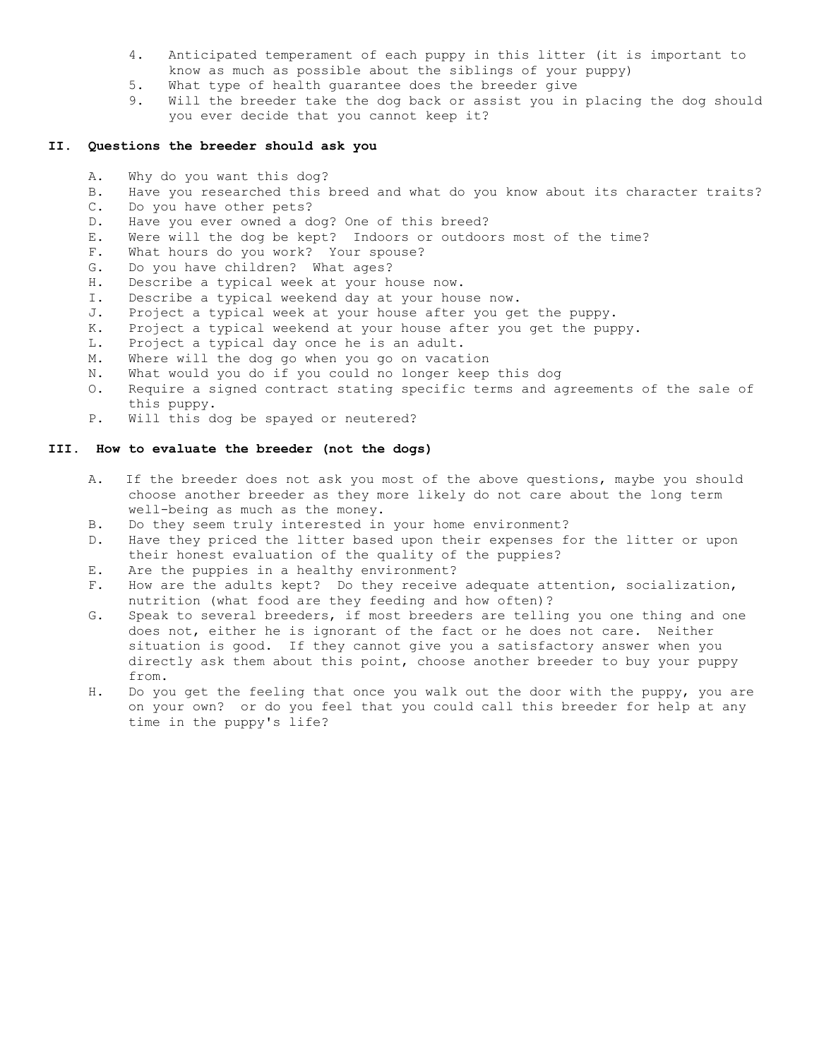4. Anticipated temperament of each puppy in this litter (it is important to know as much as possible about the siblings of your puppy)
5. What type of health guarantee does the breeder give
9. Will the breeder take the dog back or assist you in placing the dog should you ever decide that you cannot keep it?

## II. Questions the breeder should ask you

A. Why do you want this dog?
B. Have you researched this breed and what do you know about its character traits?
C. Do you have other pets?
D. Have you ever owned a dog? One of this breed?
E. Were will the dog be kept? Indoors or outdoors most of the time?
F. What hours do you work? Your spouse?
G. Do you have children? What ages?
H. Describe a typical week at your house now.
I. Describe a typical weekend day at your house now.
J. Project a typical week at your house after you get the puppy.
K. Project a typical weekend at your house after you get the puppy.
L. Project a typical day once he is an adult.
M. Where will the dog go when you go on vacation
N. What would you do if you could no longer keep this dog
O. Require a signed contract stating specific terms and agreements of the sale of this puppy.
P. Will this dog be spayed or neutered?

## III. How to evaluate the breeder (not the dogs)

A. If the breeder does not ask you most of the above questions, maybe you should choose another breeder as they more likely do not care about the long term well-being as much as the money.
B. Do they seem truly interested in your home environment?
D. Have they priced the litter based upon their expenses for the litter or upon their honest evaluation of the quality of the puppies?
E. Are the puppies in a healthy environment?
F. How are the adults kept? Do they receive adequate attention, socialization, nutrition (what food are they feeding and how often)?
G. Speak to several breeders, if most breeders are telling you one thing and one does not, either he is ignorant of the fact or he does not care. Neither situation is good. If they cannot give you a satisfactory answer when you directly ask them about this point, choose another breeder to buy your puppy from.
H. Do you get the feeling that once you walk out the door with the puppy, you are on your own? or do you feel that you could call this breeder for help at any time in the puppy's life?